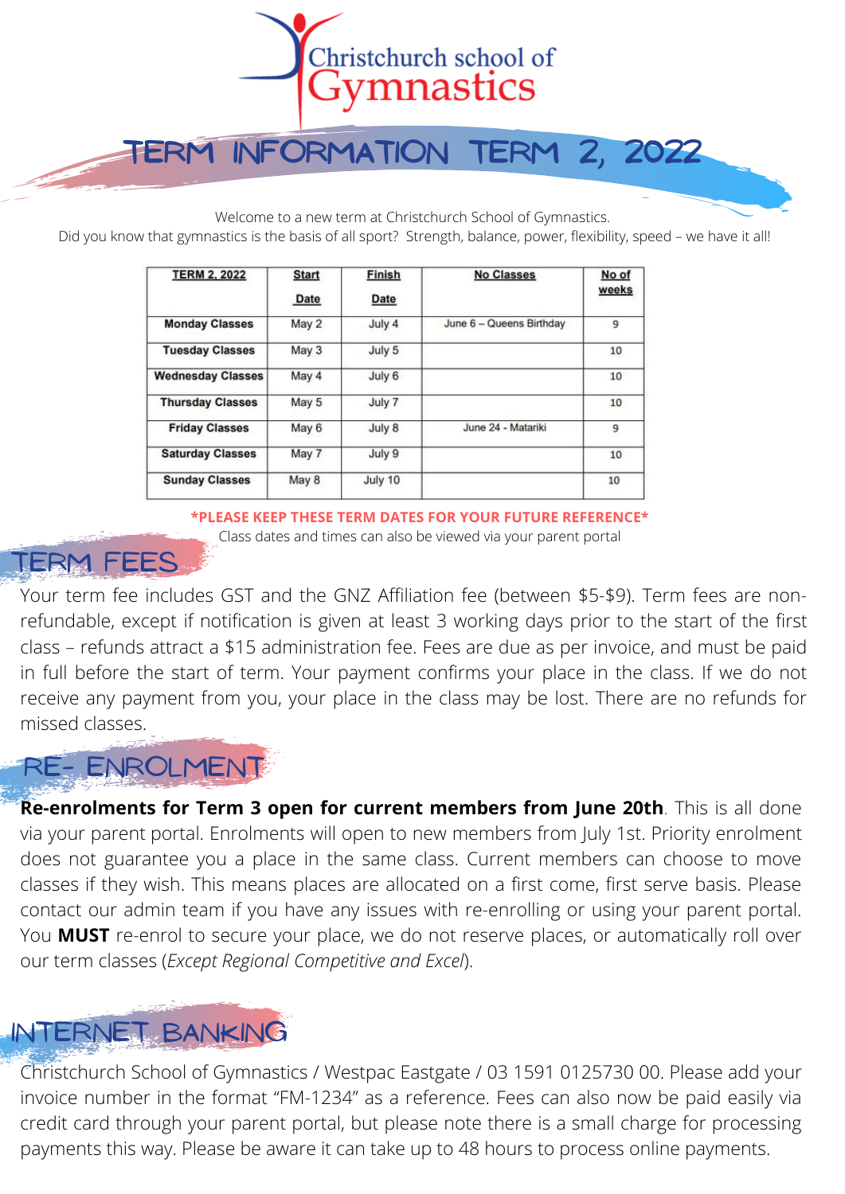Christchurch school of Gymnastics

# TERM INFORMATION TERM 2, 2022

Welcome to a new term at Christchurch School of Gymnastics.
Did you know that gymnastics is the basis of all sport? Strength, balance, power, flexibility, speed – we have it all!

| TERM 2, 2022 | Start Date | Finish Date | No Classes | No of weeks |
|---|---|---|---|---|
| Monday Classes | May 2 | July 4 | June 6 – Queens Birthday | 9 |
| Tuesday Classes | May 3 | July 5 | | 10 |
| Wednesday Classes | May 4 | July 6 | | 10 |
| Thursday Classes | May 5 | July 7 | | 10 |
| Friday Classes | May 6 | July 8 | June 24 - Matariki | 9 |
| Saturday Classes | May 7 | July 9 | | 10 |
| Sunday Classes | May 8 | July 10 | | 10 |

**\*PLEASE KEEP THESE TERM DATES FOR YOUR FUTURE REFERENCE\***
Class dates and times can also be viewed via your parent portal

## TERM FEES

Your term fee includes GST and the GNZ Affiliation fee (between $5-$9). Term fees are non-refundable, except if notification is given at least 3 working days prior to the start of the first class – refunds attract a $15 administration fee. Fees are due as per invoice, and must be paid in full before the start of term. Your payment confirms your place in the class. If we do not receive any payment from you, your place in the class may be lost. There are no refunds for missed classes.

## RE- ENROLMENT

**Re-enrolments for Term 3 open for current members from June 20th**. This is all done via your parent portal. Enrolments will open to new members from July 1st. Priority enrolment does not guarantee you a place in the same class. Current members can choose to move classes if they wish. This means places are allocated on a first come, first serve basis. Please contact our admin team if you have any issues with re-enrolling or using your parent portal. You **MUST** re-enrol to secure your place, we do not reserve places, or automatically roll over our term classes (*Except Regional Competitive and Excel*).

## INTERNET BANKING

Christchurch School of Gymnastics / Westpac Eastgate / 03 1591 0125730 00. Please add your invoice number in the format "FM-1234" as a reference. Fees can also now be paid easily via credit card through your parent portal, but please note there is a small charge for processing payments this way. Please be aware it can take up to 48 hours to process online payments.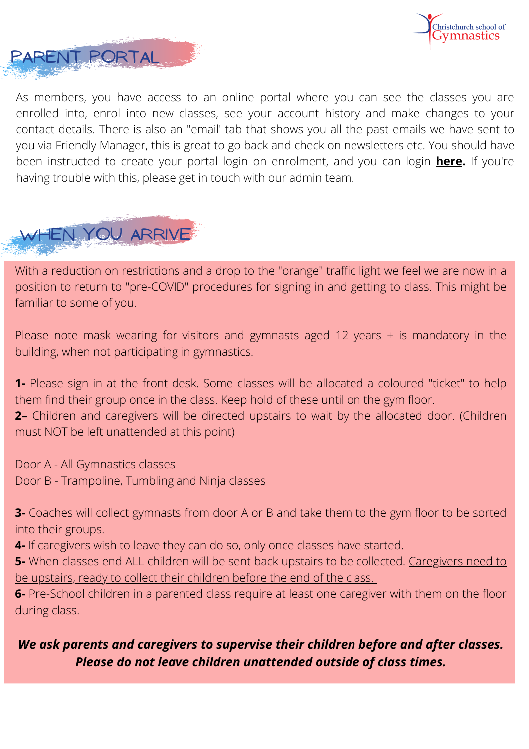## PARENT PORTAL

As members, you have access to an online portal where you can see the classes you are enrolled into, enrol into new classes, see your account history and make changes to your contact details. There is also an "email' tab that shows you all the past emails we have sent to you via Friendly Manager, this is great to go back and check on newsletters etc. You should have been instructed to create your portal login on enrolment, and you can login **here.** If you're having trouble with this, please get in touch with our admin team.

## WHEN YOU ARRIVE

With a reduction on restrictions and a drop to the "orange" traffic light we feel we are now in a position to return to "pre-COVID" procedures for signing in and getting to class. This might be familiar to some of you.

Please note mask wearing for visitors and gymnasts aged 12 years + is mandatory in the building, when not participating in gymnastics.

**1-** Please sign in at the front desk. Some classes will be allocated a coloured "ticket" to help them find their group once in the class. Keep hold of these until on the gym floor.
**2–** Children and caregivers will be directed upstairs to wait by the allocated door. (Children must NOT be left unattended at this point)

Door A - All Gymnastics classes
Door B - Trampoline, Tumbling and Ninja classes

**3-** Coaches will collect gymnasts from door A or B and take them to the gym floor to be sorted into their groups.
**4-** If caregivers wish to leave they can do so, only once classes have started.
**5-** When classes end ALL children will be sent back upstairs to be collected. Caregivers need to be upstairs, ready to collect their children before the end of the class.
**6-** Pre-School children in a parented class require at least one caregiver with them on the floor during class.

***We ask parents and caregivers to supervise their children before and after classes. Please do not leave children unattended outside of class times.***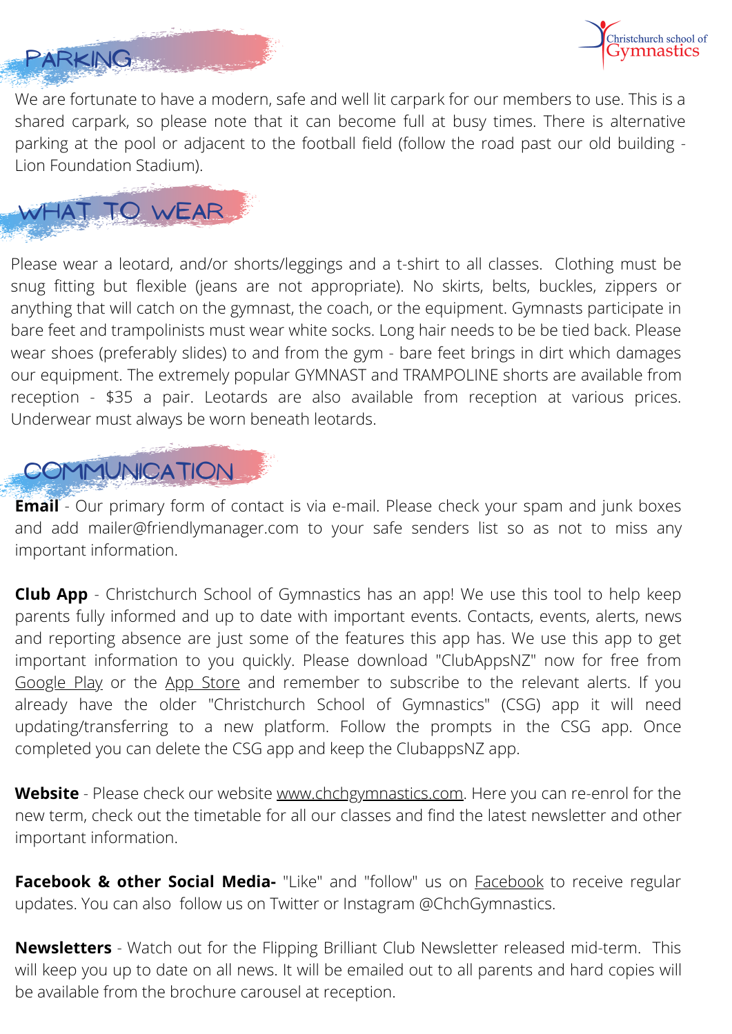## PARKING

We are fortunate to have a modern, safe and well lit carpark for our members to use. This is a shared carpark, so please note that it can become full at busy times. There is alternative parking at the pool or adjacent to the football field (follow the road past our old building - Lion Foundation Stadium).

## WHAT TO WEAR

Please wear a leotard, and/or shorts/leggings and a t-shirt to all classes. Clothing must be snug fitting but flexible (jeans are not appropriate). No skirts, belts, buckles, zippers or anything that will catch on the gymnast, the coach, or the equipment. Gymnasts participate in bare feet and trampolinists must wear white socks. Long hair needs to be be tied back. Please wear shoes (preferably slides) to and from the gym - bare feet brings in dirt which damages our equipment. The extremely popular GYMNAST and TRAMPOLINE shorts are available from reception - $35 a pair. Leotards are also available from reception at various prices. Underwear must always be worn beneath leotards.

## COMMUNICATION

**Email** - Our primary form of contact is via e-mail. Please check your spam and junk boxes and add mailer@friendlymanager.com to your safe senders list so as not to miss any important information.

**Club App** - Christchurch School of Gymnastics has an app! We use this tool to help keep parents fully informed and up to date with important events. Contacts, events, alerts, news and reporting absence are just some of the features this app has. We use this app to get important information to you quickly. Please download "ClubAppsNZ" now for free from Google Play or the App Store and remember to subscribe to the relevant alerts. If you already have the older "Christchurch School of Gymnastics" (CSG) app it will need updating/transferring to a new platform. Follow the prompts in the CSG app. Once completed you can delete the CSG app and keep the ClubappsNZ app.

**Website** - Please check our website www.chchgymnastics.com. Here you can re-enrol for the new term, check out the timetable for all our classes and find the latest newsletter and other important information.

**Facebook & other Social Media-** "Like" and "follow" us on Facebook to receive regular updates. You can also follow us on Twitter or Instagram @ChchGymnastics.

**Newsletters** - Watch out for the Flipping Brilliant Club Newsletter released mid-term. This will keep you up to date on all news. It will be emailed out to all parents and hard copies will be available from the brochure carousel at reception.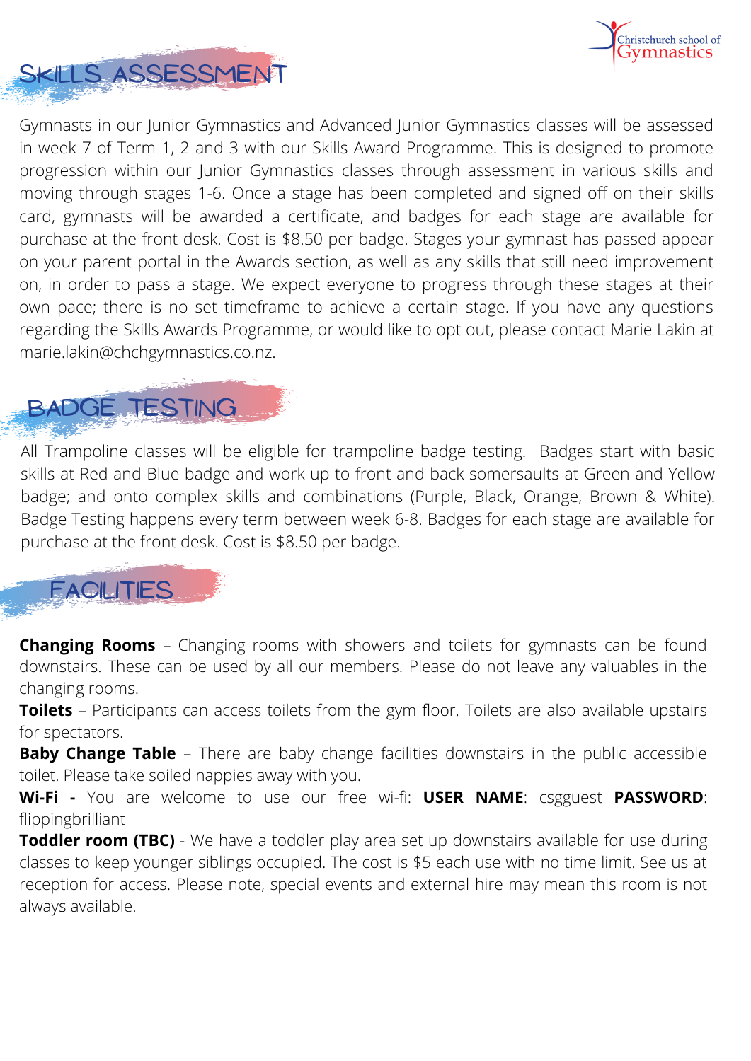## SKILLS ASSESSMENT

Gymnasts in our Junior Gymnastics and Advanced Junior Gymnastics classes will be assessed in week 7 of Term 1, 2 and 3 with our Skills Award Programme. This is designed to promote progression within our Junior Gymnastics classes through assessment in various skills and moving through stages 1-6. Once a stage has been completed and signed off on their skills card, gymnasts will be awarded a certificate, and badges for each stage are available for purchase at the front desk. Cost is $8.50 per badge. Stages your gymnast has passed appear on your parent portal in the Awards section, as well as any skills that still need improvement on, in order to pass a stage. We expect everyone to progress through these stages at their own pace; there is no set timeframe to achieve a certain stage. If you have any questions regarding the Skills Awards Programme, or would like to opt out, please contact Marie Lakin at marie.lakin@chchgymnastics.co.nz.

## BADGE TESTING

All Trampoline classes will be eligible for trampoline badge testing. Badges start with basic skills at Red and Blue badge and work up to front and back somersaults at Green and Yellow badge; and onto complex skills and combinations (Purple, Black, Orange, Brown & White). Badge Testing happens every term between week 6-8. Badges for each stage are available for purchase at the front desk. Cost is $8.50 per badge.

## FACILITIES

**Changing Rooms** – Changing rooms with showers and toilets for gymnasts can be found downstairs. These can be used by all our members. Please do not leave any valuables in the changing rooms.

**Toilets** – Participants can access toilets from the gym floor. Toilets are also available upstairs for spectators.

**Baby Change Table** – There are baby change facilities downstairs in the public accessible toilet. Please take soiled nappies away with you.

**Wi-Fi -** You are welcome to use our free wi-fi: **USER NAME**: csgguest **PASSWORD**: flippingbrilliant

**Toddler room (TBC)** - We have a toddler play area set up downstairs available for use during classes to keep younger siblings occupied. The cost is $5 each use with no time limit. See us at reception for access. Please note, special events and external hire may mean this room is not always available.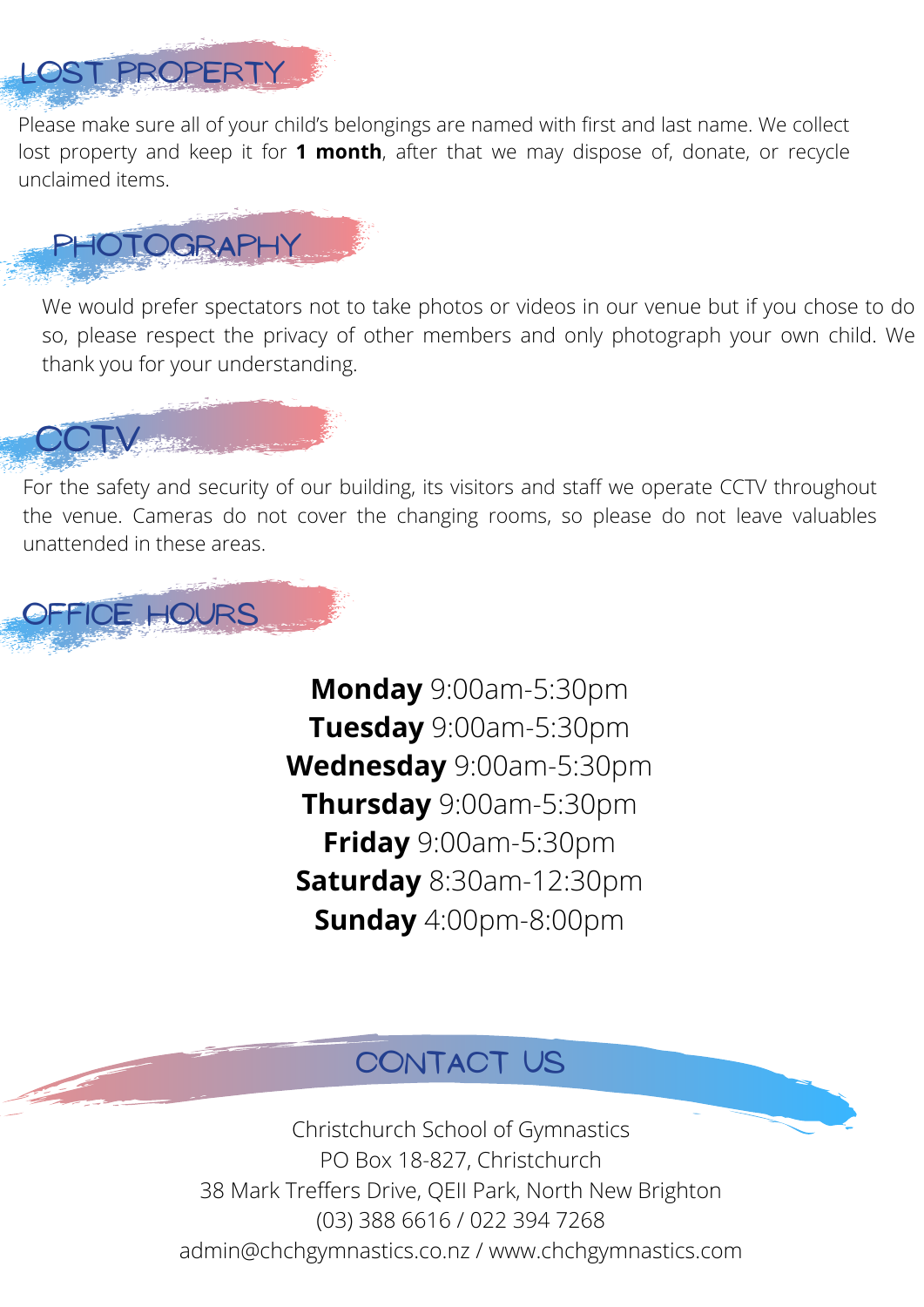## LOST PROPERTY

Please make sure all of your child's belongings are named with first and last name. We collect lost property and keep it for **1 month**, after that we may dispose of, donate, or recycle unclaimed items.

## PHOTOGRAPHY

We would prefer spectators not to take photos or videos in our venue but if you chose to do so, please respect the privacy of other members and only photograph your own child. We thank you for your understanding.

## CCTV

For the safety and security of our building, its visitors and staff we operate CCTV throughout the venue. Cameras do not cover the changing rooms, so please do not leave valuables unattended in these areas.

## OFFICE HOURS

**Monday** 9:00am-5:30pm
**Tuesday** 9:00am-5:30pm
**Wednesday** 9:00am-5:30pm
**Thursday** 9:00am-5:30pm
**Friday** 9:00am-5:30pm
**Saturday** 8:30am-12:30pm
**Sunday** 4:00pm-8:00pm

## CONTACT US

Christchurch School of Gymnastics
PO Box 18-827, Christchurch
38 Mark Treffers Drive, QEII Park, North New Brighton
(03) 388 6616 / 022 394 7268
admin@chchgymnastics.co.nz / www.chchgymnastics.com